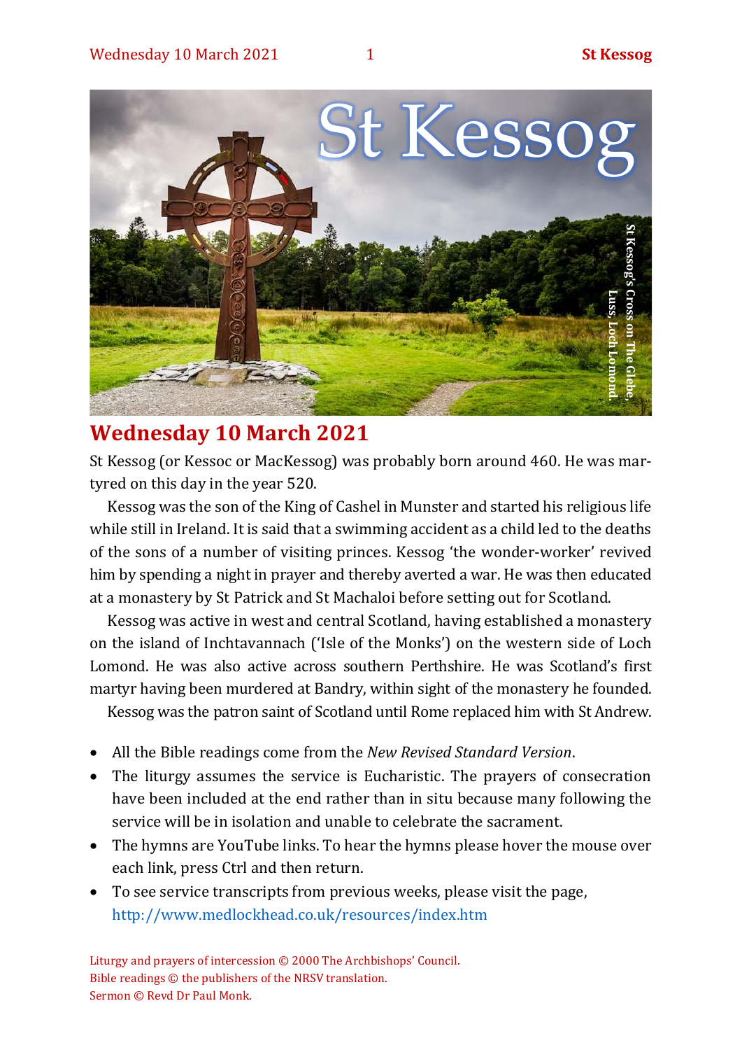# St Kessog

St Kessog's Cross on The Glebe, Luss, Loch Lomond.

## Wednesday 10 March 2021

St Kessog (or Kessoc or MacKessog) was probably born around 460. He was martyred on this day in the year 520.

Kessog was the son of the King of Cashel in Munster and started his religious life while still in Ireland. It is said that a swimming accident as a child led to the deaths of the sons of a number of visiting princes. Kessog 'the wonder-worker' revived him by spending a night in prayer and thereby averted a war. He was then educated at a monastery by St Patrick and St Machaloi before setting out for Scotland.

Kessog was active in west and central Scotland, having established a monastery on the island of Inchtavannach ('Isle of the Monks') on the western side of Loch Lomond. He was also active across southern Perthshire. He was Scotland's first martyr having been murdered at Bandry, within sight of the monastery he founded.

Kessog was the patron saint of Scotland until Rome replaced him with St Andrew.

- All the Bible readings come from the *New Revised Standard Version*.
- The liturgy assumes the service is Eucharistic. The prayers of consecration have been included at the end rather than in situ because many following the service will be in isolation and unable to celebrate the sacrament.
- The hymns are YouTube links. To hear the hymns please hover the mouse over each link, press Ctrl and then return.
- To see service transcripts from previous weeks, please visit the page, http://www.medlockhead.co.uk/resources/index.htm

Liturgy and prayers of intercession © 2000 The Archbishops' Council.
Bible readings © the publishers of the NRSV translation.
Sermon © Revd Dr Paul Monk.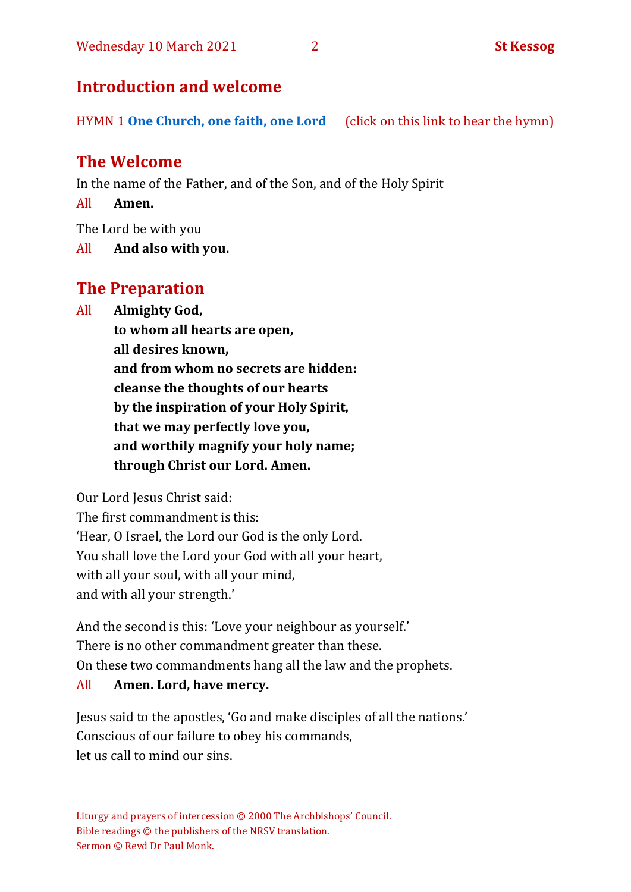## Introduction and welcome

HYMN 1 **One Church, one faith, one Lord** (click on this link to hear the hymn)

## The Welcome

In the name of the Father, and of the Son, and of the Holy Spirit

All **Amen.**

The Lord be with you

All **And also with you.**

## The Preparation

All **Almighty God,**
**to whom all hearts are open,**
**all desires known,**
**and from whom no secrets are hidden:**
**cleanse the thoughts of our hearts**
**by the inspiration of your Holy Spirit,**
**that we may perfectly love you,**
**and worthily magnify your holy name;**
**through Christ our Lord. Amen.**

Our Lord Jesus Christ said:
The first commandment is this:
'Hear, O Israel, the Lord our God is the only Lord.
You shall love the Lord your God with all your heart,
with all your soul, with all your mind,
and with all your strength.'

And the second is this: 'Love your neighbour as yourself.'
There is no other commandment greater than these.
On these two commandments hang all the law and the prophets.

All **Amen. Lord, have mercy.**

Jesus said to the apostles, 'Go and make disciples of all the nations.'
Conscious of our failure to obey his commands,
let us call to mind our sins.

Liturgy and prayers of intercession © 2000 The Archbishops' Council.
Bible readings © the publishers of the NRSV translation.
Sermon © Revd Dr Paul Monk.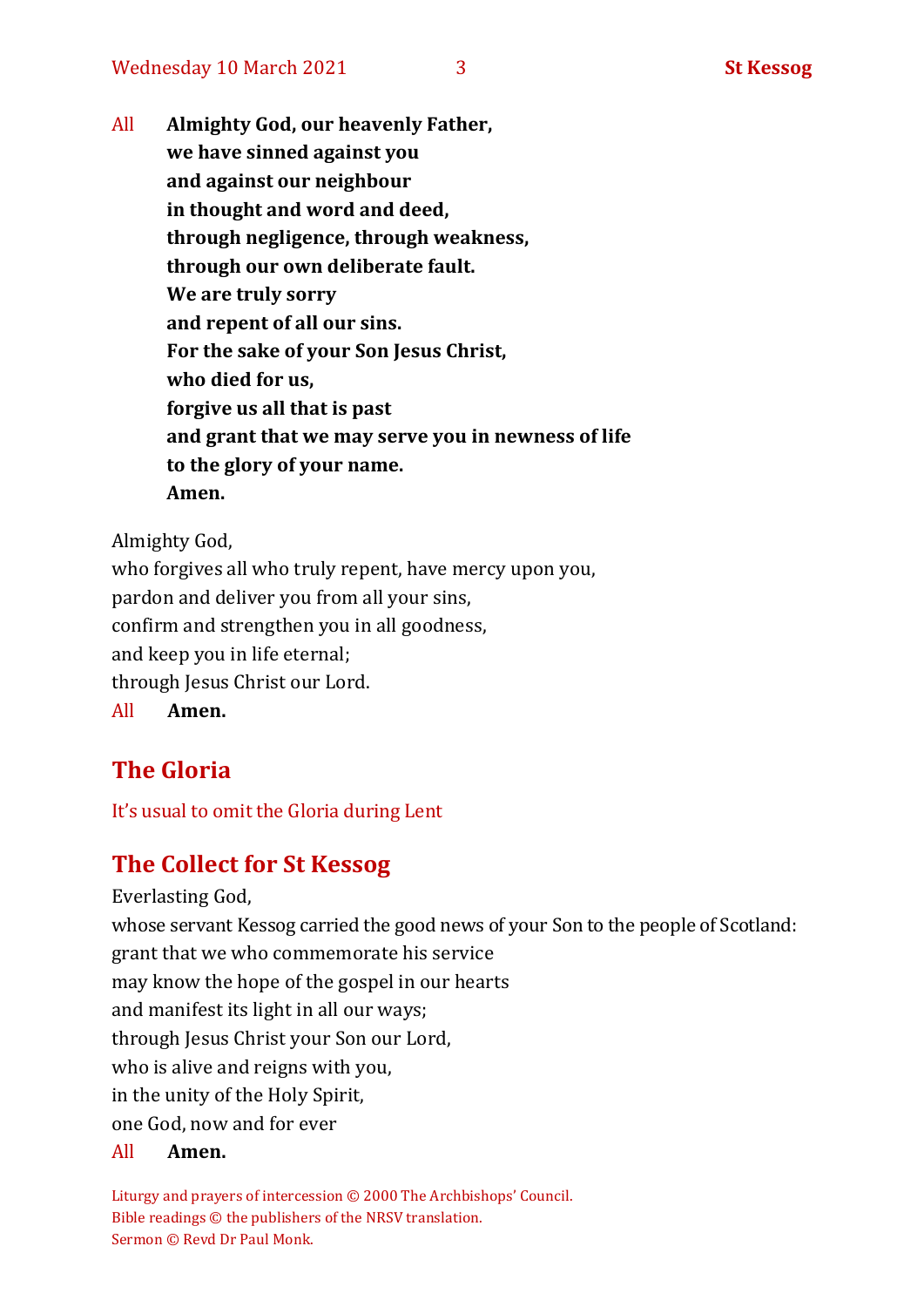All **Almighty God, our heavenly Father,**
**we have sinned against you**
**and against our neighbour**
**in thought and word and deed,**
**through negligence, through weakness,**
**through our own deliberate fault.**
**We are truly sorry**
**and repent of all our sins.**
**For the sake of your Son Jesus Christ,**
**who died for us,**
**forgive us all that is past**
**and grant that we may serve you in newness of life**
**to the glory of your name.**
**Amen.**

Almighty God,
who forgives all who truly repent, have mercy upon you,
pardon and deliver you from all your sins,
confirm and strengthen you in all goodness,
and keep you in life eternal;
through Jesus Christ our Lord.

All **Amen.**

## The Gloria

It's usual to omit the Gloria during Lent

## The Collect for St Kessog

Everlasting God,
whose servant Kessog carried the good news of your Son to the people of Scotland:
grant that we who commemorate his service
may know the hope of the gospel in our hearts
and manifest its light in all our ways;
through Jesus Christ your Son our Lord,
who is alive and reigns with you,
in the unity of the Holy Spirit,
one God, now and for ever

All **Amen.**

Liturgy and prayers of intercession © 2000 The Archbishops' Council.
Bible readings © the publishers of the NRSV translation.
Sermon © Revd Dr Paul Monk.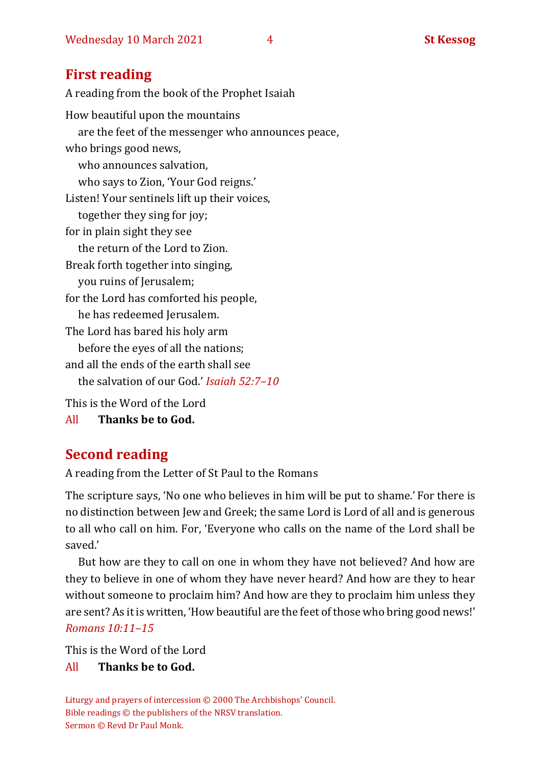## First reading

A reading from the book of the Prophet Isaiah

How beautiful upon the mountains
  are the feet of the messenger who announces peace,
who brings good news,
  who announces salvation,
  who says to Zion, 'Your God reigns.'
Listen! Your sentinels lift up their voices,
  together they sing for joy;
for in plain sight they see
  the return of the Lord to Zion.
Break forth together into singing,
  you ruins of Jerusalem;
for the Lord has comforted his people,
  he has redeemed Jerusalem.
The Lord has bared his holy arm
  before the eyes of all the nations;
and all the ends of the earth shall see
  the salvation of our God.' *Isaiah 52:7–10*

This is the Word of the Lord

All **Thanks be to God.**

## Second reading

A reading from the Letter of St Paul to the Romans

The scripture says, 'No one who believes in him will be put to shame.' For there is no distinction between Jew and Greek; the same Lord is Lord of all and is generous to all who call on him. For, 'Everyone who calls on the name of the Lord shall be saved.'

But how are they to call on one in whom they have not believed? And how are they to believe in one of whom they have never heard? And how are they to hear without someone to proclaim him? And how are they to proclaim him unless they are sent? As it is written, 'How beautiful are the feet of those who bring good news!' *Romans 10:11–15*

This is the Word of the Lord

All **Thanks be to God.**

Liturgy and prayers of intercession © 2000 The Archbishops' Council.
Bible readings © the publishers of the NRSV translation.
Sermon © Revd Dr Paul Monk.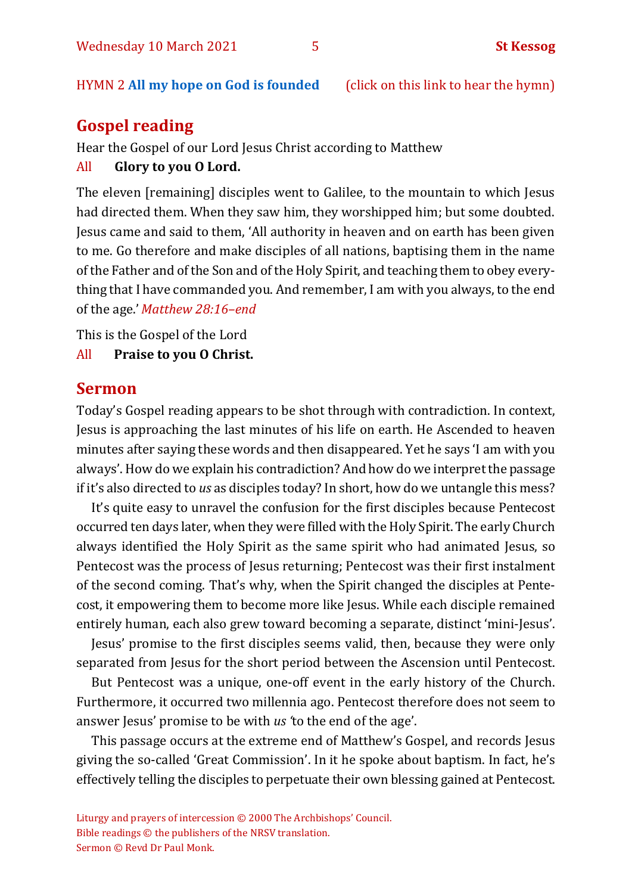HYMN 2 **All my hope on God is founded** (click on this link to hear the hymn)

## Gospel reading

Hear the Gospel of our Lord Jesus Christ according to Matthew

All **Glory to you O Lord.**

The eleven [remaining] disciples went to Galilee, to the mountain to which Jesus had directed them. When they saw him, they worshipped him; but some doubted. Jesus came and said to them, 'All authority in heaven and on earth has been given to me. Go therefore and make disciples of all nations, baptising them in the name of the Father and of the Son and of the Holy Spirit, and teaching them to obey everything that I have commanded you. And remember, I am with you always, to the end of the age.' *Matthew 28:16–end*

This is the Gospel of the Lord

All **Praise to you O Christ.**

## Sermon

Today's Gospel reading appears to be shot through with contradiction. In context, Jesus is approaching the last minutes of his life on earth. He Ascended to heaven minutes after saying these words and then disappeared. Yet he says 'I am with you always'. How do we explain his contradiction? And how do we interpret the passage if it's also directed to *us* as disciples today? In short, how do we untangle this mess?

It's quite easy to unravel the confusion for the first disciples because Pentecost occurred ten days later, when they were filled with the Holy Spirit. The early Church always identified the Holy Spirit as the same spirit who had animated Jesus, so Pentecost was the process of Jesus returning; Pentecost was their first instalment of the second coming. That's why, when the Spirit changed the disciples at Pentecost, it empowering them to become more like Jesus. While each disciple remained entirely human, each also grew toward becoming a separate, distinct 'mini-Jesus'.

Jesus' promise to the first disciples seems valid, then, because they were only separated from Jesus for the short period between the Ascension until Pentecost.

But Pentecost was a unique, one-off event in the early history of the Church. Furthermore, it occurred two millennia ago. Pentecost therefore does not seem to answer Jesus' promise to be with *us* 'to the end of the age'.

This passage occurs at the extreme end of Matthew's Gospel, and records Jesus giving the so-called 'Great Commission'. In it he spoke about baptism. In fact, he's effectively telling the disciples to perpetuate their own blessing gained at Pentecost.

Liturgy and prayers of intercession © 2000 The Archbishops' Council.
Bible readings © the publishers of the NRSV translation.
Sermon © Revd Dr Paul Monk.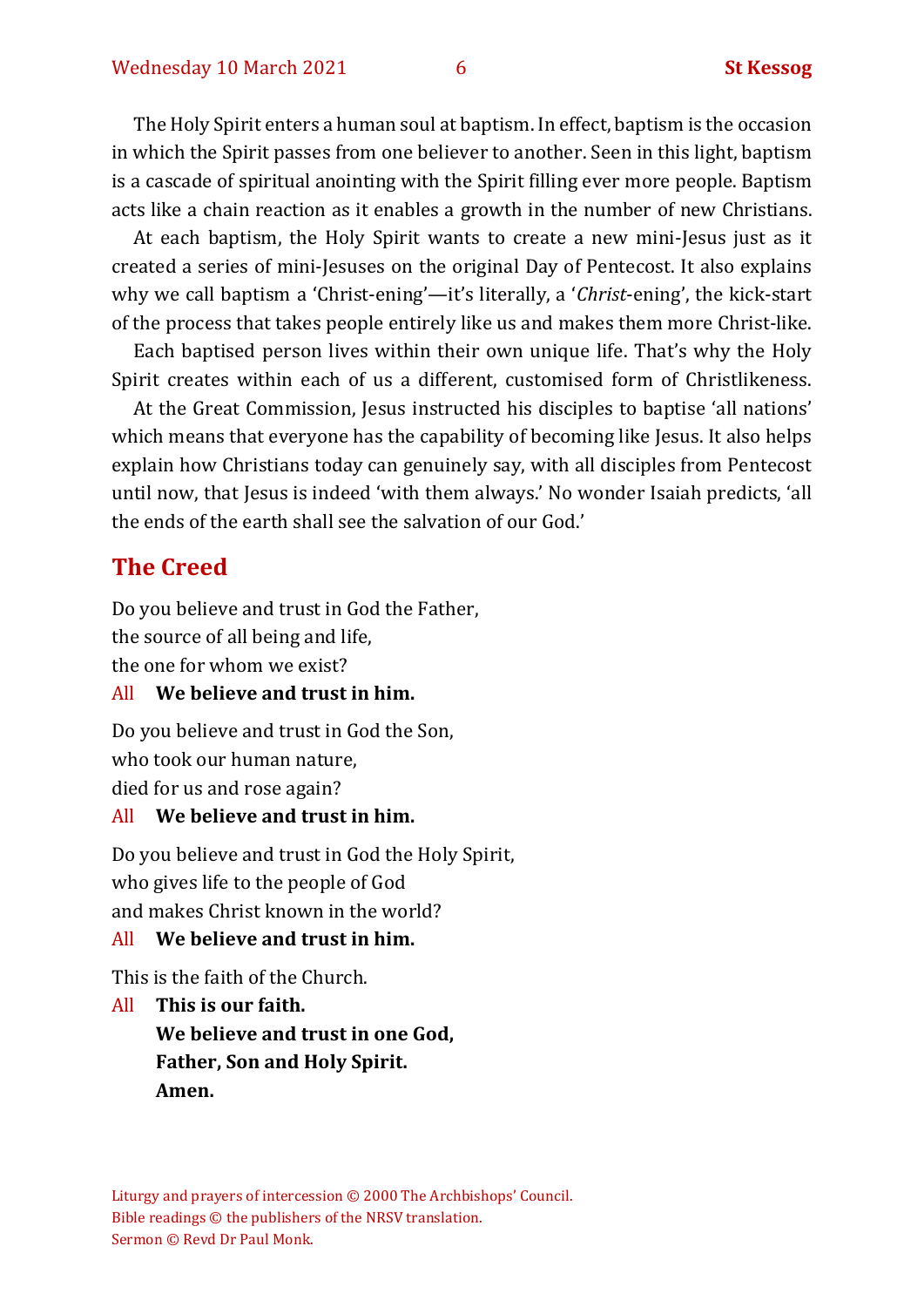The Holy Spirit enters a human soul at baptism. In effect, baptism is the occasion in which the Spirit passes from one believer to another. Seen in this light, baptism is a cascade of spiritual anointing with the Spirit filling ever more people. Baptism acts like a chain reaction as it enables a growth in the number of new Christians.

At each baptism, the Holy Spirit wants to create a new mini-Jesus just as it created a series of mini-Jesuses on the original Day of Pentecost. It also explains why we call baptism a 'Christ-ening'—it's literally, a '*Christ*-ening', the kick-start of the process that takes people entirely like us and makes them more Christ-like.

Each baptised person lives within their own unique life. That's why the Holy Spirit creates within each of us a different, customised form of Christlikeness.

At the Great Commission, Jesus instructed his disciples to baptise 'all nations' which means that everyone has the capability of becoming like Jesus. It also helps explain how Christians today can genuinely say, with all disciples from Pentecost until now, that Jesus is indeed 'with them always.' No wonder Isaiah predicts, 'all the ends of the earth shall see the salvation of our God.'

## The Creed

Do you believe and trust in God the Father,
the source of all being and life,
the one for whom we exist?

All **We believe and trust in him.**

Do you believe and trust in God the Son,
who took our human nature,
died for us and rose again?

All **We believe and trust in him.**

Do you believe and trust in God the Holy Spirit,
who gives life to the people of God
and makes Christ known in the world?

All **We believe and trust in him.**

This is the faith of the Church.

All **This is our faith.**
**We believe and trust in one God,**
**Father, Son and Holy Spirit.**
**Amen.**

Liturgy and prayers of intercession © 2000 The Archbishops' Council.
Bible readings © the publishers of the NRSV translation.
Sermon © Revd Dr Paul Monk.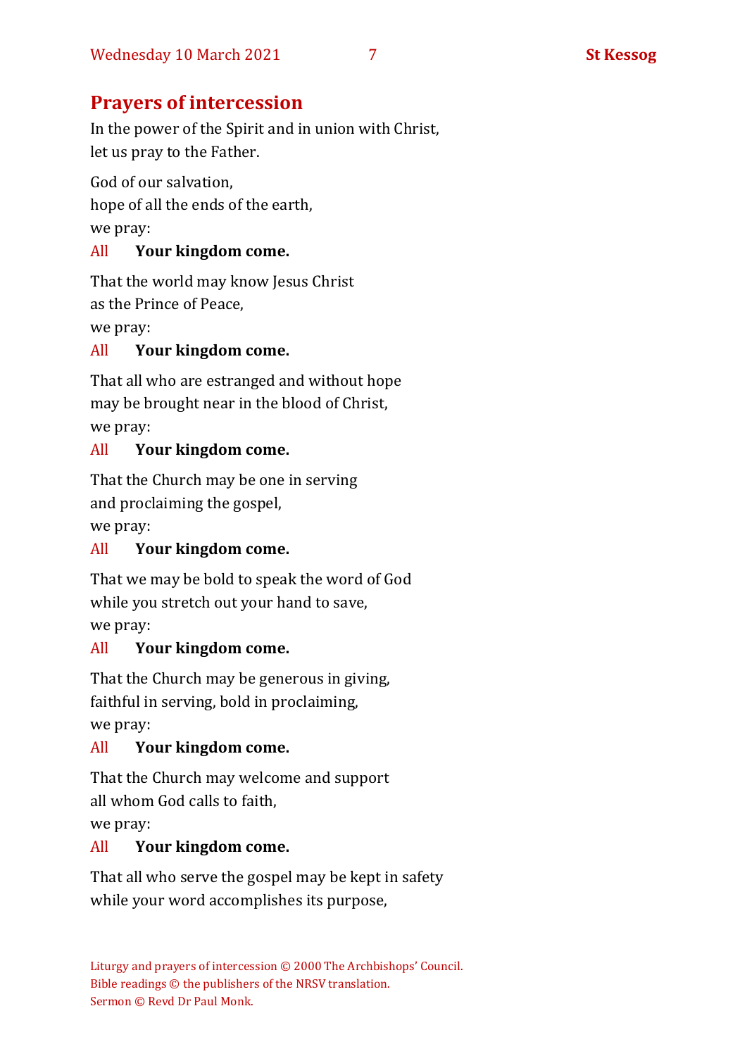## Prayers of intercession

In the power of the Spirit and in union with Christ,
let us pray to the Father.

God of our salvation,
hope of all the ends of the earth,
we pray:

All **Your kingdom come.**

That the world may know Jesus Christ
as the Prince of Peace,
we pray:

All **Your kingdom come.**

That all who are estranged and without hope
may be brought near in the blood of Christ,
we pray:

All **Your kingdom come.**

That the Church may be one in serving
and proclaiming the gospel,
we pray:

All **Your kingdom come.**

That we may be bold to speak the word of God
while you stretch out your hand to save,
we pray:

All **Your kingdom come.**

That the Church may be generous in giving,
faithful in serving, bold in proclaiming,
we pray:

All **Your kingdom come.**

That the Church may welcome and support
all whom God calls to faith,
we pray:

All **Your kingdom come.**

That all who serve the gospel may be kept in safety
while your word accomplishes its purpose,

Liturgy and prayers of intercession © 2000 The Archbishops' Council.
Bible readings © the publishers of the NRSV translation.
Sermon © Revd Dr Paul Monk.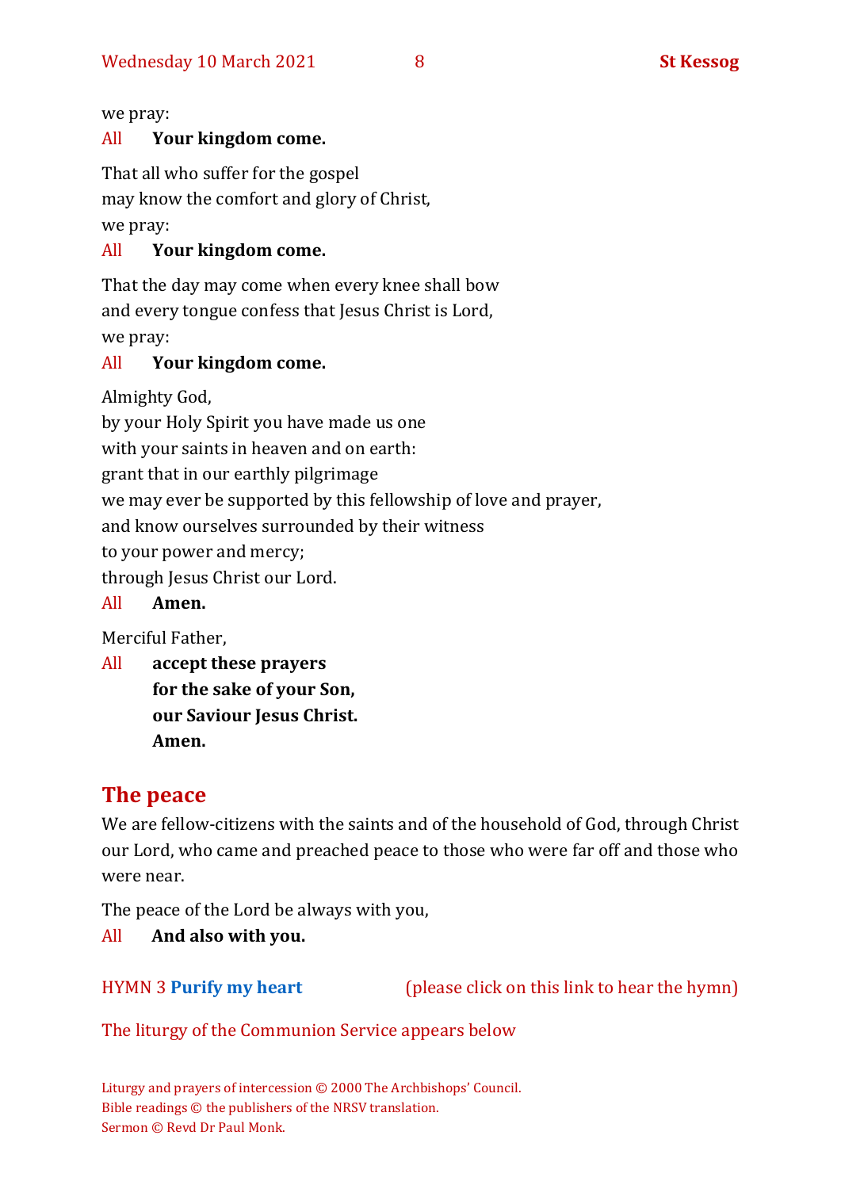we pray:

All **Your kingdom come.**

That all who suffer for the gospel
may know the comfort and glory of Christ,
we pray:

All **Your kingdom come.**

That the day may come when every knee shall bow
and every tongue confess that Jesus Christ is Lord,
we pray:

All **Your kingdom come.**

Almighty God,
by your Holy Spirit you have made us one
with your saints in heaven and on earth:
grant that in our earthly pilgrimage
we may ever be supported by this fellowship of love and prayer,
and know ourselves surrounded by their witness
to your power and mercy;
through Jesus Christ our Lord.

All **Amen.**

Merciful Father,

All **accept these prayers**
**for the sake of your Son,**
**our Saviour Jesus Christ.**
**Amen.**

## The peace

We are fellow-citizens with the saints and of the household of God, through Christ our Lord, who came and preached peace to those who were far off and those who were near.

The peace of the Lord be always with you,

All **And also with you.**

HYMN 3 **Purify my heart** (please click on this link to hear the hymn)

The liturgy of the Communion Service appears below

Liturgy and prayers of intercession © 2000 The Archbishops' Council.
Bible readings © the publishers of the NRSV translation.
Sermon © Revd Dr Paul Monk.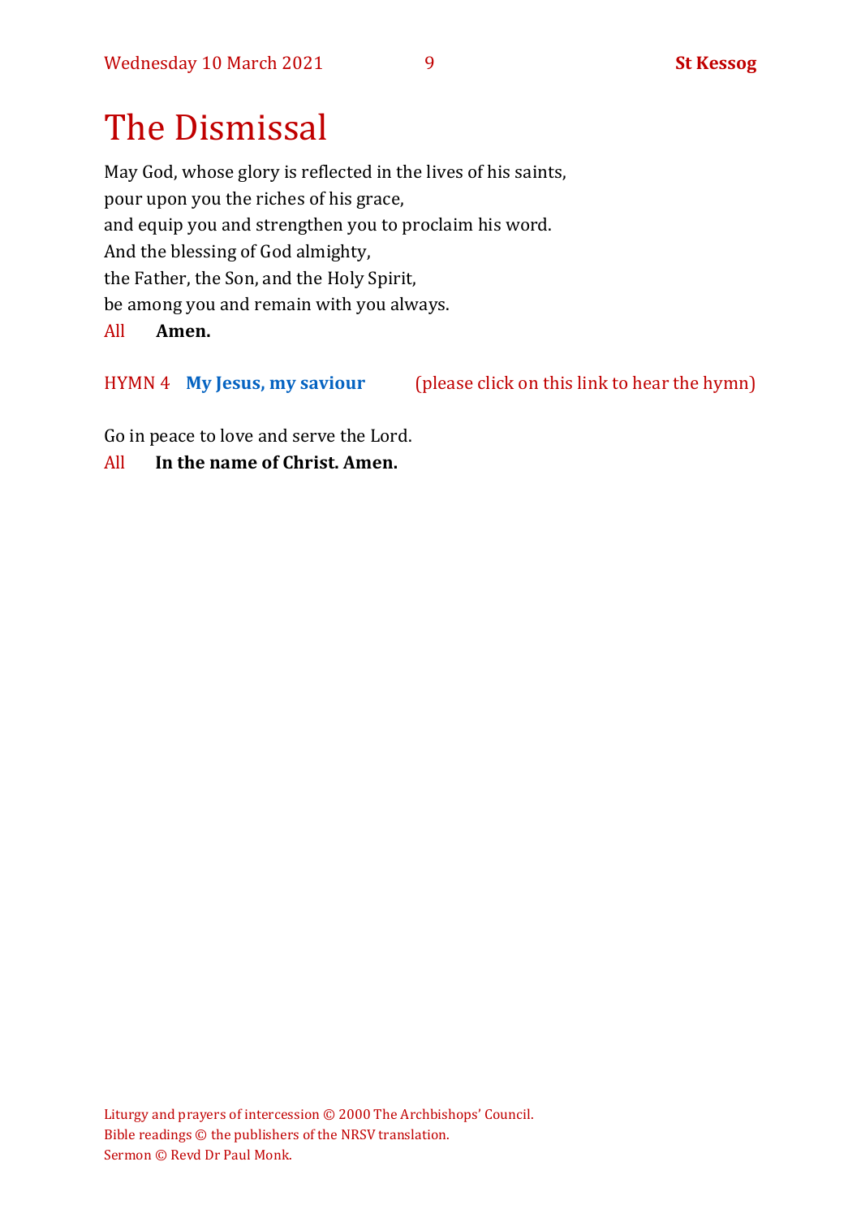# The Dismissal

May God, whose glory is reflected in the lives of his saints,
pour upon you the riches of his grace,
and equip you and strengthen you to proclaim his word.
And the blessing of God almighty,
the Father, the Son, and the Holy Spirit,
be among you and remain with you always.

All **Amen.**

HYMN 4 **My Jesus, my saviour** (please click on this link to hear the hymn)

Go in peace to love and serve the Lord.

All **In the name of Christ. Amen.**

Liturgy and prayers of intercession © 2000 The Archbishops' Council.
Bible readings © the publishers of the NRSV translation.
Sermon © Revd Dr Paul Monk.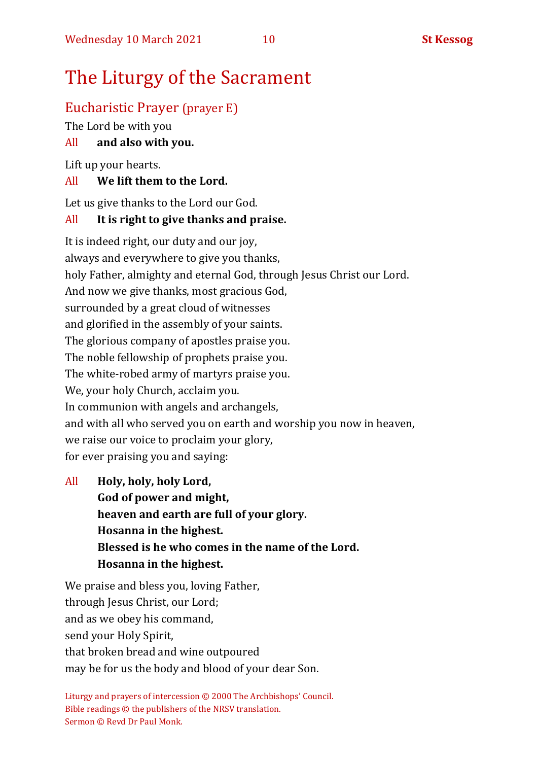# The Liturgy of the Sacrament

## Eucharistic Prayer (prayer E)

The Lord be with you

All **and also with you.**

Lift up your hearts.

All **We lift them to the Lord.**

Let us give thanks to the Lord our God.

All **It is right to give thanks and praise.**

It is indeed right, our duty and our joy,
always and everywhere to give you thanks,
holy Father, almighty and eternal God, through Jesus Christ our Lord.
And now we give thanks, most gracious God,
surrounded by a great cloud of witnesses
and glorified in the assembly of your saints.
The glorious company of apostles praise you.
The noble fellowship of prophets praise you.
The white-robed army of martyrs praise you.
We, your holy Church, acclaim you.
In communion with angels and archangels,
and with all who served you on earth and worship you now in heaven,
we raise our voice to proclaim your glory,
for ever praising you and saying:

All **Holy, holy, holy Lord,**
**God of power and might,**
**heaven and earth are full of your glory.**
**Hosanna in the highest.**
**Blessed is he who comes in the name of the Lord.**
**Hosanna in the highest.**

We praise and bless you, loving Father,
through Jesus Christ, our Lord;
and as we obey his command,
send your Holy Spirit,
that broken bread and wine outpoured
may be for us the body and blood of your dear Son.

Liturgy and prayers of intercession © 2000 The Archbishops' Council.
Bible readings © the publishers of the NRSV translation.
Sermon © Revd Dr Paul Monk.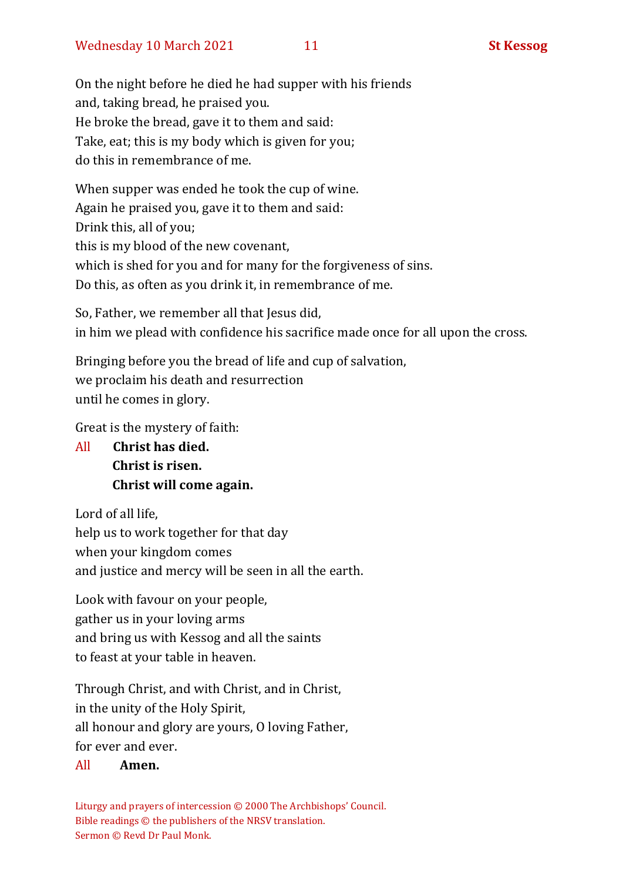On the night before he died he had supper with his friends
and, taking bread, he praised you.
He broke the bread, gave it to them and said:
Take, eat; this is my body which is given for you;
do this in remembrance of me.

When supper was ended he took the cup of wine.
Again he praised you, gave it to them and said:
Drink this, all of you;
this is my blood of the new covenant,
which is shed for you and for many for the forgiveness of sins.
Do this, as often as you drink it, in remembrance of me.

So, Father, we remember all that Jesus did,
in him we plead with confidence his sacrifice made once for all upon the cross.

Bringing before you the bread of life and cup of salvation,
we proclaim his death and resurrection
until he comes in glory.

Great is the mystery of faith:

All **Christ has died.**
**Christ is risen.**
**Christ will come again.**

Lord of all life,
help us to work together for that day
when your kingdom comes
and justice and mercy will be seen in all the earth.

Look with favour on your people,
gather us in your loving arms
and bring us with Kessog and all the saints
to feast at your table in heaven.

Through Christ, and with Christ, and in Christ,
in the unity of the Holy Spirit,
all honour and glory are yours, O loving Father,
for ever and ever.

All **Amen.**

Liturgy and prayers of intercession © 2000 The Archbishops' Council.
Bible readings © the publishers of the NRSV translation.
Sermon © Revd Dr Paul Monk.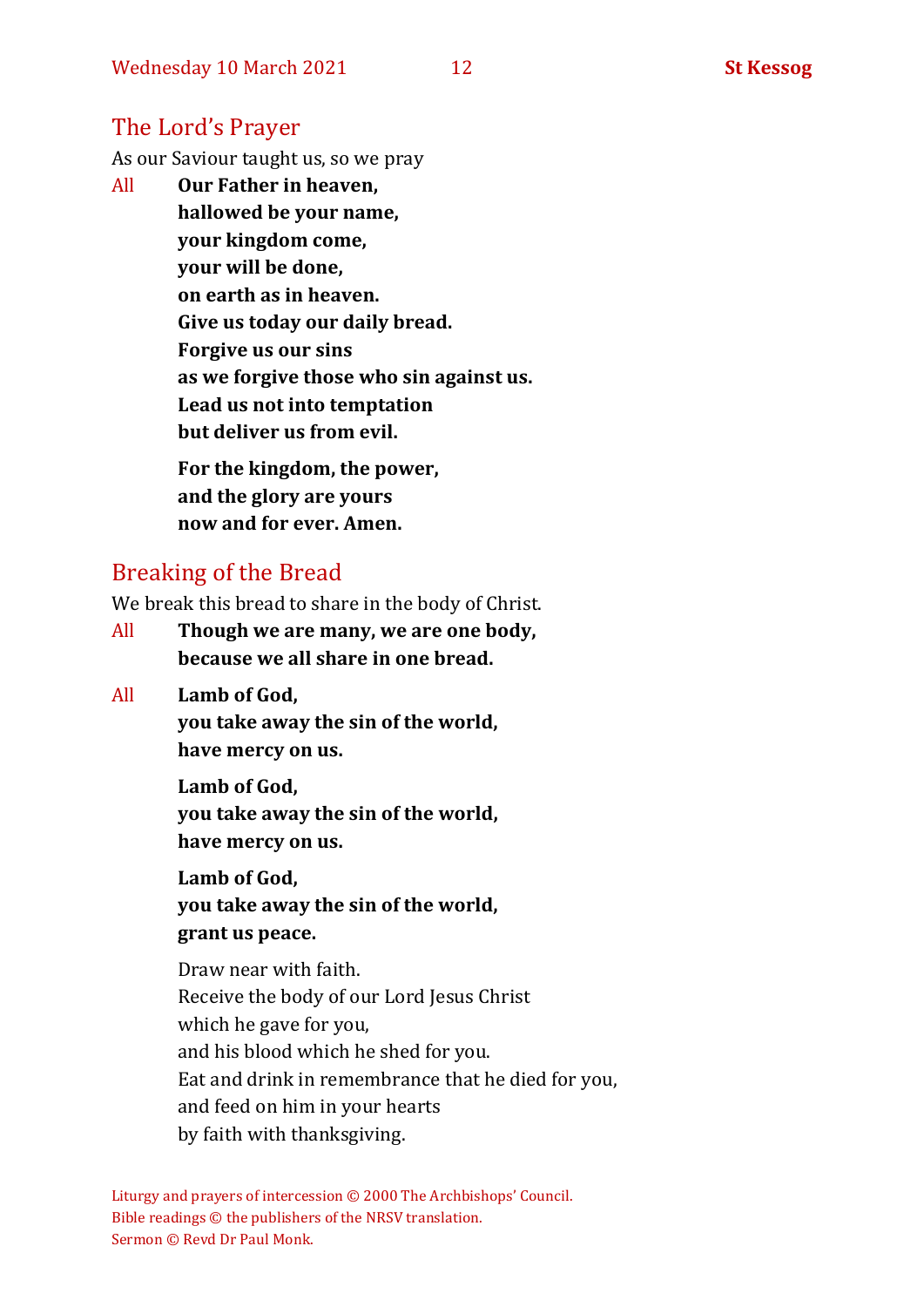## The Lord's Prayer

As our Saviour taught us, so we pray

All **Our Father in heaven,**
**hallowed be your name,**
**your kingdom come,**
**your will be done,**
**on earth as in heaven.**
**Give us today our daily bread.**
**Forgive us our sins**
**as we forgive those who sin against us.**
**Lead us not into temptation**
**but deliver us from evil.**

**For the kingdom, the power,**
**and the glory are yours**
**now and for ever. Amen.**

## Breaking of the Bread

We break this bread to share in the body of Christ.

All **Though we are many, we are one body,**
**because we all share in one bread.**

All **Lamb of God,**
**you take away the sin of the world,**
**have mercy on us.**

**Lamb of God,**
**you take away the sin of the world,**
**have mercy on us.**

**Lamb of God,**
**you take away the sin of the world,**
**grant us peace.**

Draw near with faith.
Receive the body of our Lord Jesus Christ
which he gave for you,
and his blood which he shed for you.
Eat and drink in remembrance that he died for you,
and feed on him in your hearts
by faith with thanksgiving.

Liturgy and prayers of intercession © 2000 The Archbishops' Council.
Bible readings © the publishers of the NRSV translation.
Sermon © Revd Dr Paul Monk.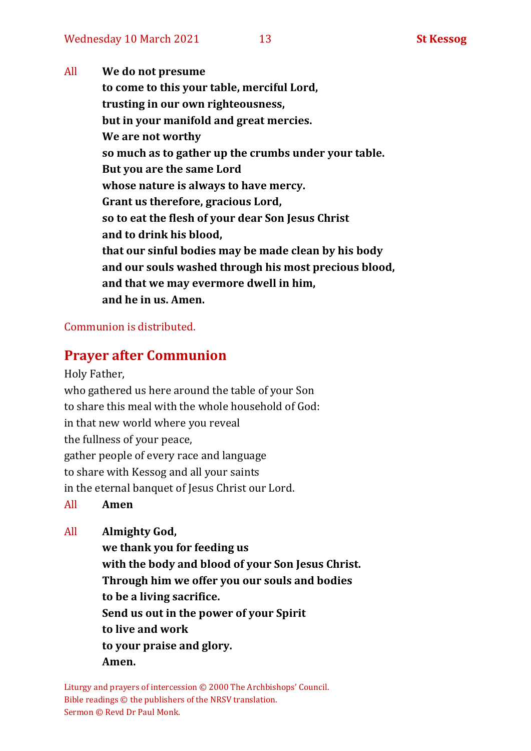All **We do not presume**
**to come to this your table, merciful Lord,**
**trusting in our own righteousness,**
**but in your manifold and great mercies.**
**We are not worthy**
**so much as to gather up the crumbs under your table.**
**But you are the same Lord**
**whose nature is always to have mercy.**
**Grant us therefore, gracious Lord,**
**so to eat the flesh of your dear Son Jesus Christ**
**and to drink his blood,**
**that our sinful bodies may be made clean by his body**
**and our souls washed through his most precious blood,**
**and that we may evermore dwell in him,**
**and he in us. Amen.**

Communion is distributed.

## Prayer after Communion

Holy Father,
who gathered us here around the table of your Son
to share this meal with the whole household of God:
in that new world where you reveal
the fullness of your peace,
gather people of every race and language
to share with Kessog and all your saints
in the eternal banquet of Jesus Christ our Lord.

All **Amen**

All **Almighty God,**
**we thank you for feeding us**
**with the body and blood of your Son Jesus Christ.**
**Through him we offer you our souls and bodies**
**to be a living sacrifice.**
**Send us out in the power of your Spirit**
**to live and work**
**to your praise and glory.**
**Amen.**

Liturgy and prayers of intercession © 2000 The Archbishops' Council.
Bible readings © the publishers of the NRSV translation.
Sermon © Revd Dr Paul Monk.